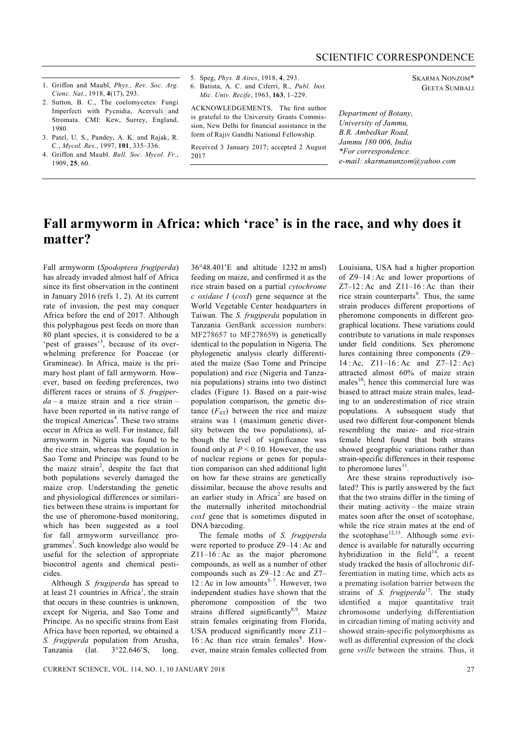1. Griffon and Maubl, *Phys., Rev. Soc. Arg. Cienc. Nat.*, 1918, **4**(17), 293.
2. Sutton, B. C., The coelomycetes: Fungi Imperfecti with Pycnidia, Acervuli and Stromata. CMI: Kew, Surrey, England, 1980.
3. Patel, U. S., Pandey, A. K. and Rajak, R. C., *Mycol. Res.*, 1997, **101**, 335–336.
4. Griffon and Maubl. *Bull. Soc. Mycol. Fr.*, 1909, **25**, 60.
5. Speg, *Phys. B Aires*, 1918, **4**, 293.
6. Batista, A. C. and Ciferri, R., *Publ. Inst. Mic. Univ. Recife*, 1963, **163**, 1–229.

ACKNOWLEDGEMENTS. The first author is grateful to the University Grants Commission, New Delhi for financial assistance in the form of Rajiv Gandhi National Fellowship.

Received 3 January 2017; accepted 2 August 2017

SKARMA NONZOM*
GEETA SUMBALI

*Department of Botany,*
*University of Jammu,*
*B.R. Ambedkar Road,*
*Jammu 180 006, India*
*\*For correspondence.*
*e-mail: skarmanunzom@yahoo.com*

# Fall armyworm in Africa: which 'race' is in the race, and why does it matter?

Fall armyworm (*Spodoptera frugiperda*) has already invaded almost half of Africa since its first observation in the continent in January 2016 (refs 1, 2). At its current rate of invasion, the pest may conquer Africa before the end of 2017. Although this polyphagous pest feeds on more than 80 plant species, it is considered to be a 'pest of grasses'[3], because of its overwhelming preference for Poaceae (or Gramineae). In Africa, maize is the primary host plant of fall armyworm. However, based on feeding preferences, two different races or strains of *S. frugiperda* – a maize strain and a rice strain – have been reported in its native range of the tropical Americas[4]. These two strains occur in Africa as well. For instance, fall armyworm in Nigeria was found to be the rice strain, whereas the population in Sao Tome and Principe was found to be the maize strain[2], despite the fact that both populations severely damaged the maize crop. Understanding the genetic and physiological differences or similarities between these strains is important for the use of pheromone-based monitoring, which has been suggested as a tool for fall armyworm surveillance programmes[1]. Such knowledge also would be useful for the selection of appropriate biocontrol agents and chemical pesticides.

Although *S. frugiperda* has spread to at least 21 countries in Africa[1], the strain that occurs in these countries is unknown, except for Nigeria, and Sao Tome and Principe. As no specific strains from East Africa have been reported, we obtained a *S. frugiperda* population from Arusha, Tanzania (lat. 3°22.646′S, long. 36°48.401′E and altitude 1232 m amsl) feeding on maize, and confirmed it as the rice strain based on a partial *cytochrome c oxidase I* (*coxI*) gene sequence at the World Vegetable Center headquarters in Taiwan. The *S. frugiperda* population in Tanzania GenBank accession numbers: MF278657 to MF278659) is genetically identical to the population in Nigeria. The phylogenetic analysis clearly differentiated the maize (Sao Tome and Principe population) and rice (Nigeria and Tanzania populations) strains into two distinct clades (Figure 1). Based on a pair-wise population comparison, the genetic distance ($F_{ST}$) between the rice and maize strains was 1 (maximum genetic diversity between the two populations), although the level of significance was found only at $P < 0.10$. However, the use of nuclear regions or genes for population comparison can shed additional light on how far these strains are genetically dissimilar, because the above results and an earlier study in Africa[2] are based on the maternally inherited mitochondrial *coxI* gene that is sometimes disputed in DNA barcoding.

The female moths of *S. frugiperda* were reported to produce Z9–14 : Ac and Z11–16 : Ac as the major pheromone compounds, as well as a number of other compounds such as Z9–12 : Ac and Z7–12 : Ac in low amounts[5–7]. However, two independent studies have shown that the pheromone composition of the two strains differed significantly[8,9]. Maize strain females originating from Florida, USA produced significantly more Z11–16 : Ac than rice strain females[8]. However, maize strain females collected from Louisiana, USA had a higher proportion of Z9–14 : Ac and lower proportions of Z7–12 : Ac and Z11–16 : Ac than their rice strain counterparts[9]. Thus, the same strain produces different proportions of pheromone components in different geographical locations. These variations could contribute to variations in male responses under field conditions. Sex pheromone lures containing three components (Z9–14 : Ac, Z11–16 : Ac and Z7–12 : Ac) attracted almost 60% of maize strain males[10]; hence this commercial lure was biased to attract maize strain males, leading to an underestimation of rice strain populations. A subsequent study that used two different four-component blends resembling the maize- and rice-strain female blend found that both strains showed geographic variations rather than strain-specific differences in their response to pheromone lures[11].

Are these strains reproductively isolated? This is partly answered by the fact that the two strains differ in the timing of their mating activity – the maize strain mates soon after the onset of scotophase, while the rice strain mates at the end of the scotophase[12,13]. Although some evidence is available for naturally occurring hybridization in the field[14], a recent study tracked the basis of allochronic differentiation in mating time, which acts as a premating isolation barrier between the strains of *S. frugiperda*[15]. The study identified a major quantitative trait chromosome underlying differentiation in circadian timing of mating activity and showed strain-specific polymorphisms as well as differential expression of the clock gene *vrille* between the strains. Thus, it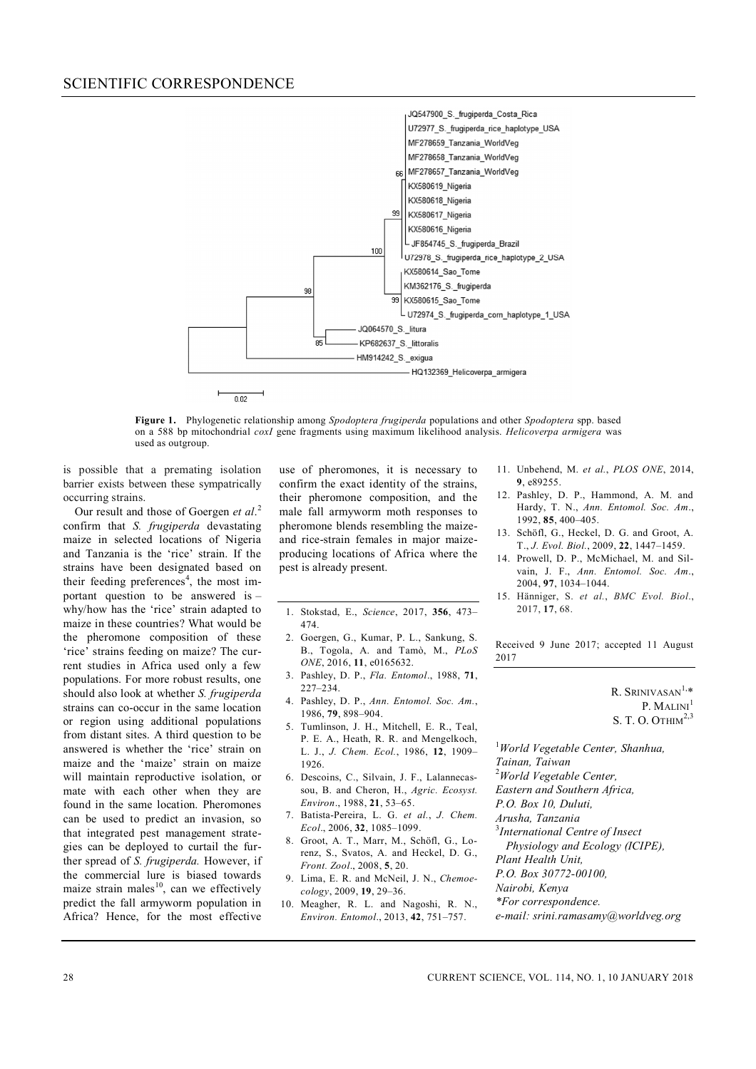JQ547900_S._frugiperda_Costa_Rica
U72977_S._frugiperda_rice_haplotype_USA
MF278659_Tanzania_WorldVeg
MF278658_Tanzania_WorldVeg
MF278657_Tanzania_WorldVeg
KX580619_Nigeria
KX580618_Nigeria
KX580617_Nigeria
KX580616_Nigeria
JF854745_S._frugiperda_Brazil
U72978_S._frugiperda_rice_haplotype_2_USA
KX580614_Sao_Tome
KM362176_S._frugiperda
KX580615_Sao_Tome
U72974_S._frugiperda_corn_haplotype_1_USA
JQ064570_S._litura
KP682637_S._littoralis
HM914242_S._exigua
HQ132369_Helicoverpa_armigera
66
99
100
98
99
85
0.02

**Figure 1.** Phylogenetic relationship among *Spodoptera frugiperda* populations and other *Spodoptera* spp. based on a 588 bp mitochondrial *coxI* gene fragments using maximum likelihood analysis. *Helicoverpa armigera* was used as outgroup.

is possible that a premating isolation barrier exists between these sympatrically occurring strains.

Our result and those of Goergen *et al.*[2] confirm that *S. frugiperda* devastating maize in selected locations of Nigeria and Tanzania is the 'rice' strain. If the strains have been designated based on their feeding preferences[4], the most important question to be answered is – why/how has the 'rice' strain adapted to maize in these countries? What would be the pheromone composition of these 'rice' strains feeding on maize? The current studies in Africa used only a few populations. For more robust results, one should also look at whether *S. frugiperda* strains can co-occur in the same location or region using additional populations from distant sites. A third question to be answered is whether the 'rice' strain on maize and the 'maize' strain on maize will maintain reproductive isolation, or mate with each other when they are found in the same location. Pheromones can be used to predict an invasion, so that integrated pest management strategies can be deployed to curtail the further spread of *S. frugiperda.* However, if the commercial lure is biased towards maize strain males[10], can we effectively predict the fall armyworm population in Africa? Hence, for the most effective use of pheromones, it is necessary to confirm the exact identity of the strains, their pheromone composition, and the male fall armyworm moth responses to pheromone blends resembling the maize- and rice-strain females in major maize-producing locations of Africa where the pest is already present.

1. Stokstad, E., *Science*, 2017, **356**, 473–474.
2. Goergen, G., Kumar, P. L., Sankung, S. B., Togola, A. and Tamò, M., *PLoS ONE*, 2016, **11**, e0165632.
3. Pashley, D. P., *Fla. Entomol*., 1988, **71**, 227–234.
4. Pashley, D. P., *Ann. Entomol. Soc. Am.*, 1986, **79**, 898–904.
5. Tumlinson, J. H., Mitchell, E. R., Teal, P. E. A., Heath, R. R. and Mengelkoch, L. J., *J. Chem. Ecol.*, 1986, **12**, 1909–1926.
6. Descoins, C., Silvain, J. F., Lalannecassou, B. and Cheron, H., *Agric. Ecosyst. Environ*., 1988, **21**, 53–65.
7. Batista-Pereira, L. G. *et al.*, *J. Chem. Ecol*., 2006, **32**, 1085–1099.
8. Groot, A. T., Marr, M., Schöfl, G., Lorenz, S., Svatos, A. and Heckel, D. G., *Front. Zool*., 2008, **5**, 20.
9. Lima, E. R. and McNeil, J. N., *Chemoecology*, 2009, **19**, 29–36.
10. Meagher, R. L. and Nagoshi, R. N., *Environ. Entomol*., 2013, **42**, 751–757.
11. Unbehend, M. *et al.*, *PLOS ONE*, 2014, **9**, e89255.
12. Pashley, D. P., Hammond, A. M. and Hardy, T. N., *Ann. Entomol. Soc. Am*., 1992, **85**, 400–405.
13. Schöfl, G., Heckel, D. G. and Groot, A. T., *J. Evol. Biol.*, 2009, **22**, 1447–1459.
14. Prowell, D. P., McMichael, M. and Silvain, J. F., *Ann. Entomol. Soc. Am*., 2004, **97**, 1034–1044.
15. Hänniger, S. *et al.*, *BMC Evol. Biol*., 2017, **17**, 68.

Received 9 June 2017; accepted 11 August 2017

R. SRINIVASAN[1,*]
P. MALINI[1]
S. T. O. OTHIM[2,3]

[1]*World Vegetable Center, Shanhua, Tainan, Taiwan*
[2]*World Vegetable Center, Eastern and Southern Africa, P.O. Box 10, Duluti, Arusha, Tanzania*
[3]*International Centre of Insect Physiology and Ecology (ICIPE), Plant Health Unit, P.O. Box 30772-00100, Nairobi, Kenya*
*\*For correspondence.*
*e-mail: srini.ramasamy@worldveg.org*